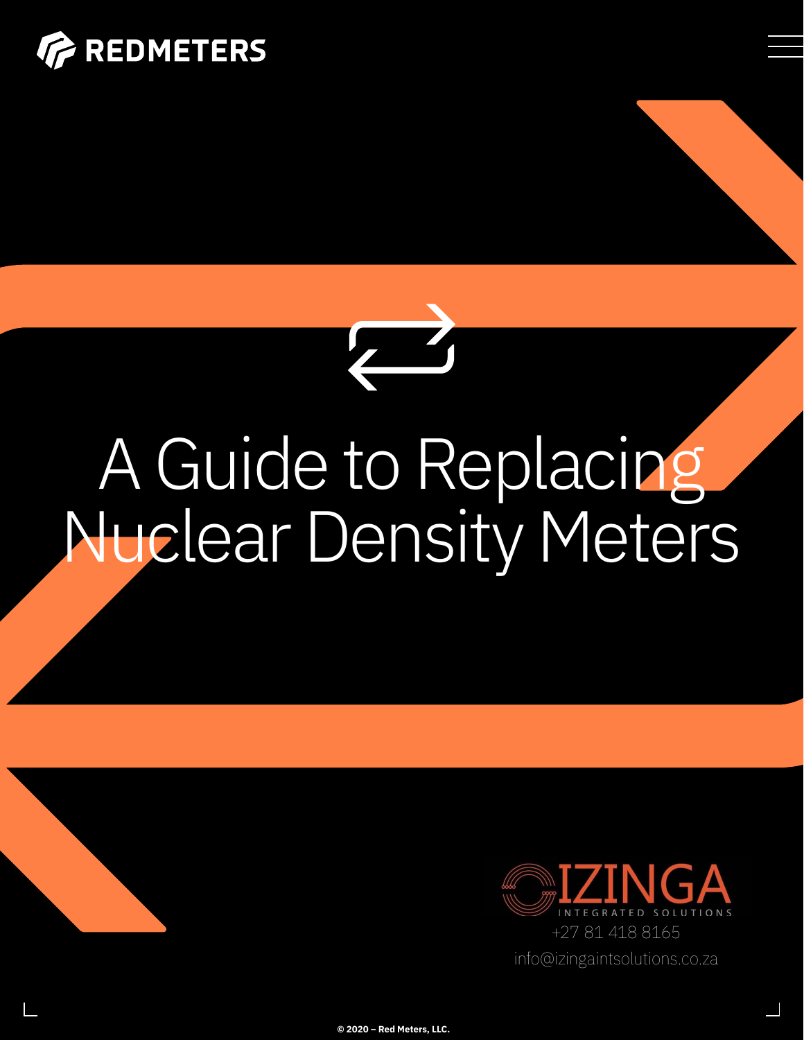REDMETERS

# A Guide to Replacing Nuclear Density Meters

IZINGA
INTEGRATED SOLUTIONS
+27 81 418 8165
info@izingaintsolutions.co.za

© 2020 – Red Meters, LLC.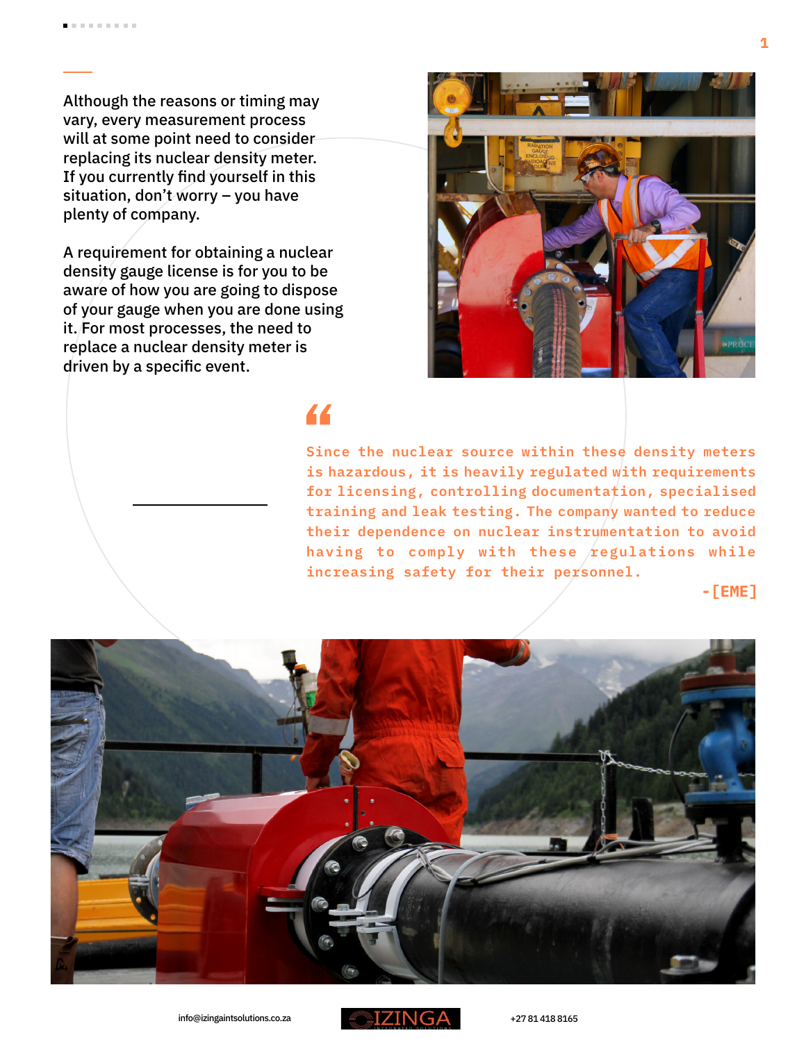Although the reasons or timing may vary, every measurement process will at some point need to consider replacing its nuclear density meter. If you currently find yourself in this situation, don't worry – you have plenty of company.

A requirement for obtaining a nuclear density gauge license is for you to be aware of how you are going to dispose of your gauge when you are done using it. For most processes, the need to replace a nuclear density meter is driven by a specific event.

> Since the nuclear source within these density meters is hazardous, it is heavily regulated with requirements for licensing, controlling documentation, specialised training and leak testing. The company wanted to reduce their dependence on nuclear instrumentation to avoid having to comply with these regulations while increasing safety for their personnel.
>
> -[EME]

info@izingaintsolutions.co.za

+27 81 418 8165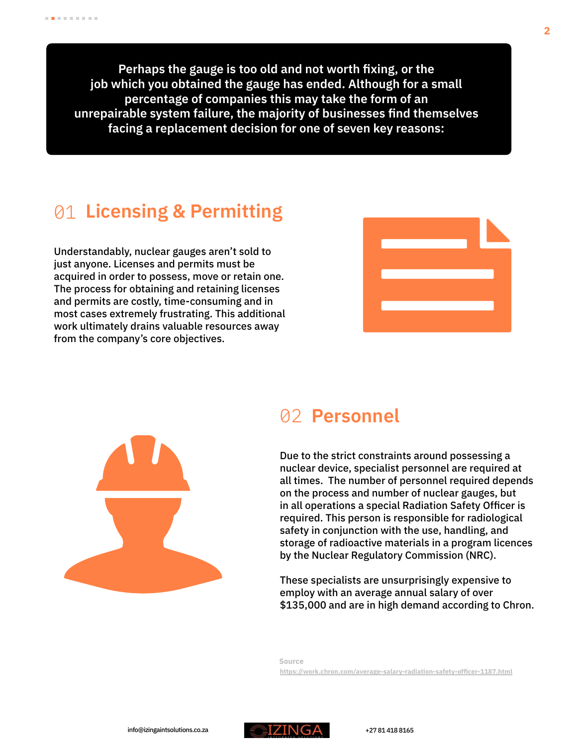**Perhaps the gauge is too old and not worth fixing, or the job which you obtained the gauge has ended. Although for a small percentage of companies this may take the form of an unrepairable system failure, the majority of businesses find themselves facing a replacement decision for one of seven key reasons:**

## 01 Licensing & Permitting

Understandably, nuclear gauges aren't sold to just anyone. Licenses and permits must be acquired in order to possess, move or retain one. The process for obtaining and retaining licenses and permits are costly, time-consuming and in most cases extremely frustrating. This additional work ultimately drains valuable resources away from the company's core objectives.

## 02 Personnel

Due to the strict constraints around possessing a nuclear device, specialist personnel are required at all times. The number of personnel required depends on the process and number of nuclear gauges, but in all operations a special Radiation Safety Officer is required. This person is responsible for radiological safety in conjunction with the use, handling, and storage of radioactive materials in a program licences by the Nuclear Regulatory Commission (NRC).

These specialists are unsurprisingly expensive to employ with an average annual salary of over $135,000 and are in high demand according to Chron.

**Source**
https://work.chron.com/average-salary-radiation-safety-officer-1187.html

info@izingaintsolutions.co.za | IZINGA INTEGRATED SOLUTIONS | +27 81 418 8165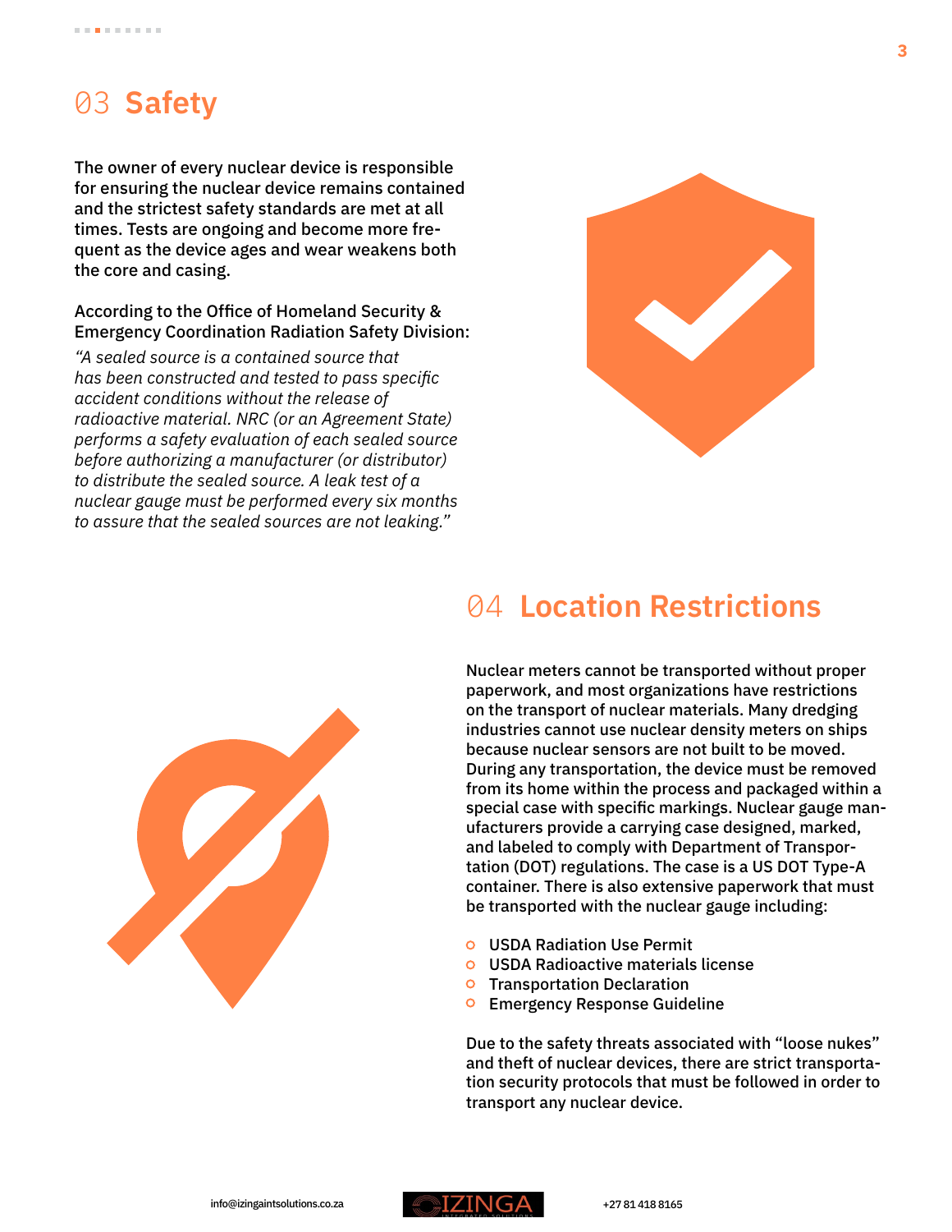## 03 Safety

The owner of every nuclear device is responsible for ensuring the nuclear device remains contained and the strictest safety standards are met at all times. Tests are ongoing and become more frequent as the device ages and wear weakens both the core and casing.

According to the Office of Homeland Security & Emergency Coordination Radiation Safety Division:

*"A sealed source is a contained source that has been constructed and tested to pass specific accident conditions without the release of radioactive material. NRC (or an Agreement State) performs a safety evaluation of each sealed source before authorizing a manufacturer (or distributor) to distribute the sealed source. A leak test of a nuclear gauge must be performed every six months to assure that the sealed sources are not leaking."*

## 04 Location Restrictions

Nuclear meters cannot be transported without proper paperwork, and most organizations have restrictions on the transport of nuclear materials. Many dredging industries cannot use nuclear density meters on ships because nuclear sensors are not built to be moved. During any transportation, the device must be removed from its home within the process and packaged within a special case with specific markings. Nuclear gauge manufacturers provide a carrying case designed, marked, and labeled to comply with Department of Transportation (DOT) regulations. The case is a US DOT Type-A container. There is also extensive paperwork that must be transported with the nuclear gauge including:

- USDA Radiation Use Permit
- USDA Radioactive materials license
- Transportation Declaration
- Emergency Response Guideline

Due to the safety threats associated with "loose nukes" and theft of nuclear devices, there are strict transportation security protocols that must be followed in order to transport any nuclear device.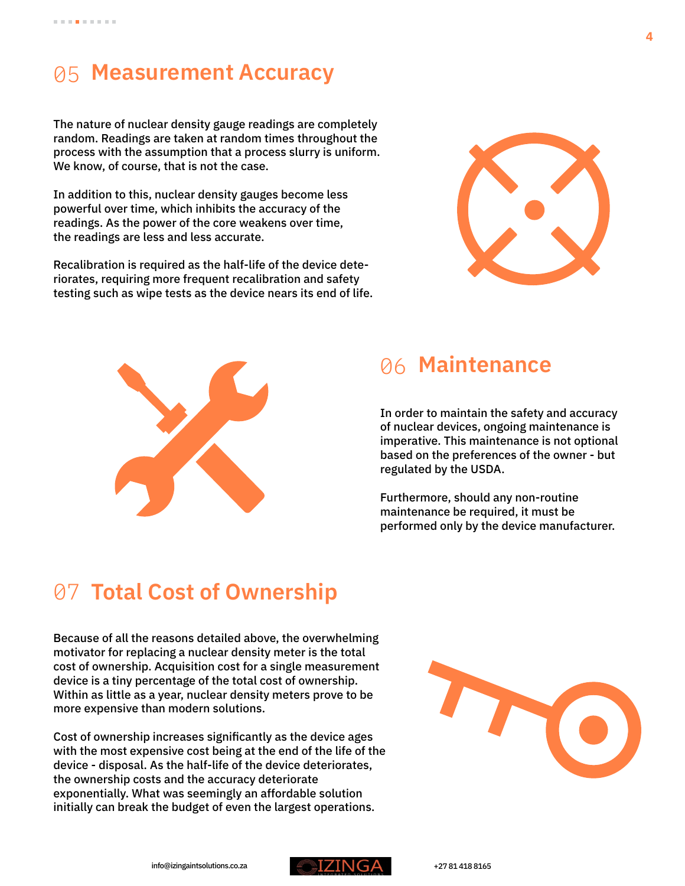## 05 Measurement Accuracy

The nature of nuclear density gauge readings are completely random. Readings are taken at random times throughout the process with the assumption that a process slurry is uniform. We know, of course, that is not the case.

In addition to this, nuclear density gauges become less powerful over time, which inhibits the accuracy of the readings. As the power of the core weakens over time, the readings are less and less accurate.

Recalibration is required as the half-life of the device deteriorates, requiring more frequent recalibration and safety testing such as wipe tests as the device nears its end of life.

## 06 Maintenance

In order to maintain the safety and accuracy of nuclear devices, ongoing maintenance is imperative. This maintenance is not optional based on the preferences of the owner - but regulated by the USDA.

Furthermore, should any non-routine maintenance be required, it must be performed only by the device manufacturer.

## 07 Total Cost of Ownership

Because of all the reasons detailed above, the overwhelming motivator for replacing a nuclear density meter is the total cost of ownership. Acquisition cost for a single measurement device is a tiny percentage of the total cost of ownership. Within as little as a year, nuclear density meters prove to be more expensive than modern solutions.

Cost of ownership increases significantly as the device ages with the most expensive cost being at the end of the life of the device - disposal. As the half-life of the device deteriorates, the ownership costs and the accuracy deteriorate exponentially. What was seemingly an affordable solution initially can break the budget of even the largest operations.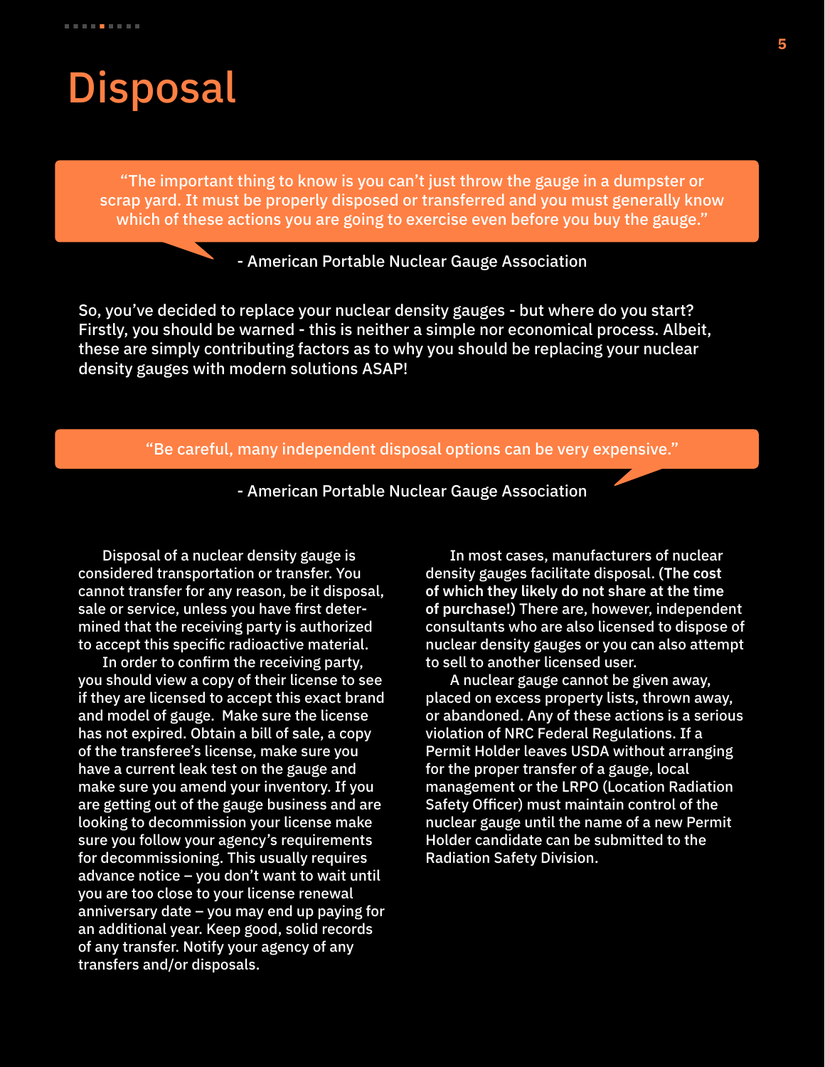# Disposal

> "The important thing to know is you can't just throw the gauge in a dumpster or scrap yard. It must be properly disposed or transferred and you must generally know which of these actions you are going to exercise even before you buy the gauge."

- American Portable Nuclear Gauge Association

So, you've decided to replace your nuclear density gauges - but where do you start? Firstly, you should be warned - this is neither a simple nor economical process. Albeit, these are simply contributing factors as to why you should be replacing your nuclear density gauges with modern solutions ASAP!

> "Be careful, many independent disposal options can be very expensive."

- American Portable Nuclear Gauge Association

Disposal of a nuclear density gauge is considered transportation or transfer. You cannot transfer for any reason, be it disposal, sale or service, unless you have first determined that the receiving party is authorized to accept this specific radioactive material.

In order to confirm the receiving party, you should view a copy of their license to see if they are licensed to accept this exact brand and model of gauge. Make sure the license has not expired. Obtain a bill of sale, a copy of the transferee's license, make sure you have a current leak test on the gauge and make sure you amend your inventory. If you are getting out of the gauge business and are looking to decommission your license make sure you follow your agency's requirements for decommissioning. This usually requires advance notice – you don't want to wait until you are too close to your license renewal anniversary date – you may end up paying for an additional year. Keep good, solid records of any transfer. Notify your agency of any transfers and/or disposals.

In most cases, manufacturers of nuclear density gauges facilitate disposal. **(The cost of which they likely do not share at the time of purchase!)** There are, however, independent consultants who are also licensed to dispose of nuclear density gauges or you can also attempt to sell to another licensed user.

A nuclear gauge cannot be given away, placed on excess property lists, thrown away, or abandoned. Any of these actions is a serious violation of NRC Federal Regulations. If a Permit Holder leaves USDA without arranging for the proper transfer of a gauge, local management or the LRPO (Location Radiation Safety Officer) must maintain control of the nuclear gauge until the name of a new Permit Holder candidate can be submitted to the Radiation Safety Division.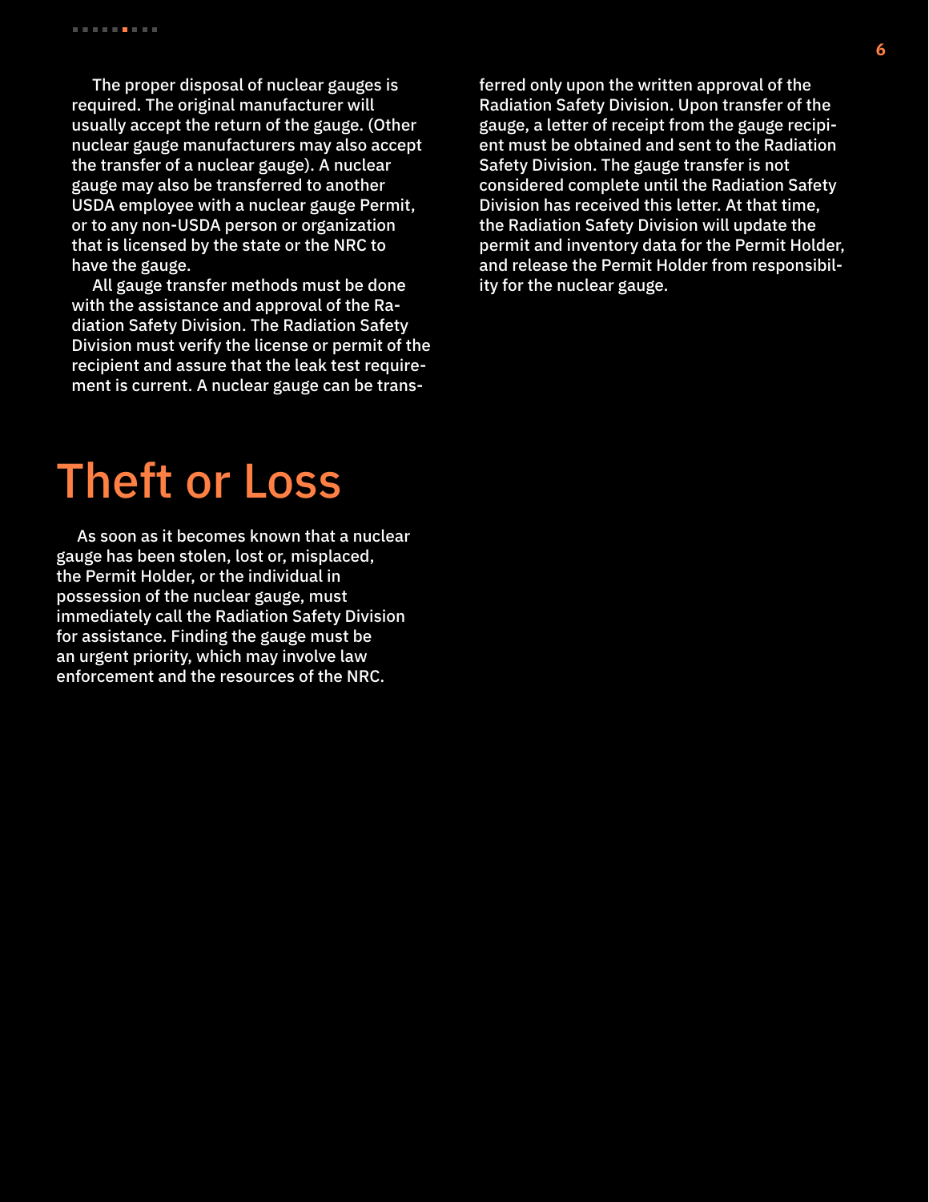The proper disposal of nuclear gauges is required. The original manufacturer will usually accept the return of the gauge. (Other nuclear gauge manufacturers may also accept the transfer of a nuclear gauge). A nuclear gauge may also be transferred to another USDA employee with a nuclear gauge Permit, or to any non-USDA person or organization that is licensed by the state or the NRC to have the gauge.

All gauge transfer methods must be done with the assistance and approval of the Radiation Safety Division. The Radiation Safety Division must verify the license or permit of the recipient and assure that the leak test requirement is current. A nuclear gauge can be transferred only upon the written approval of the Radiation Safety Division. Upon transfer of the gauge, a letter of receipt from the gauge recipient must be obtained and sent to the Radiation Safety Division. The gauge transfer is not considered complete until the Radiation Safety Division has received this letter. At that time, the Radiation Safety Division will update the permit and inventory data for the Permit Holder, and release the Permit Holder from responsibility for the nuclear gauge.

# Theft or Loss

As soon as it becomes known that a nuclear gauge has been stolen, lost or, misplaced, the Permit Holder, or the individual in possession of the nuclear gauge, must immediately call the Radiation Safety Division for assistance. Finding the gauge must be an urgent priority, which may involve law enforcement and the resources of the NRC.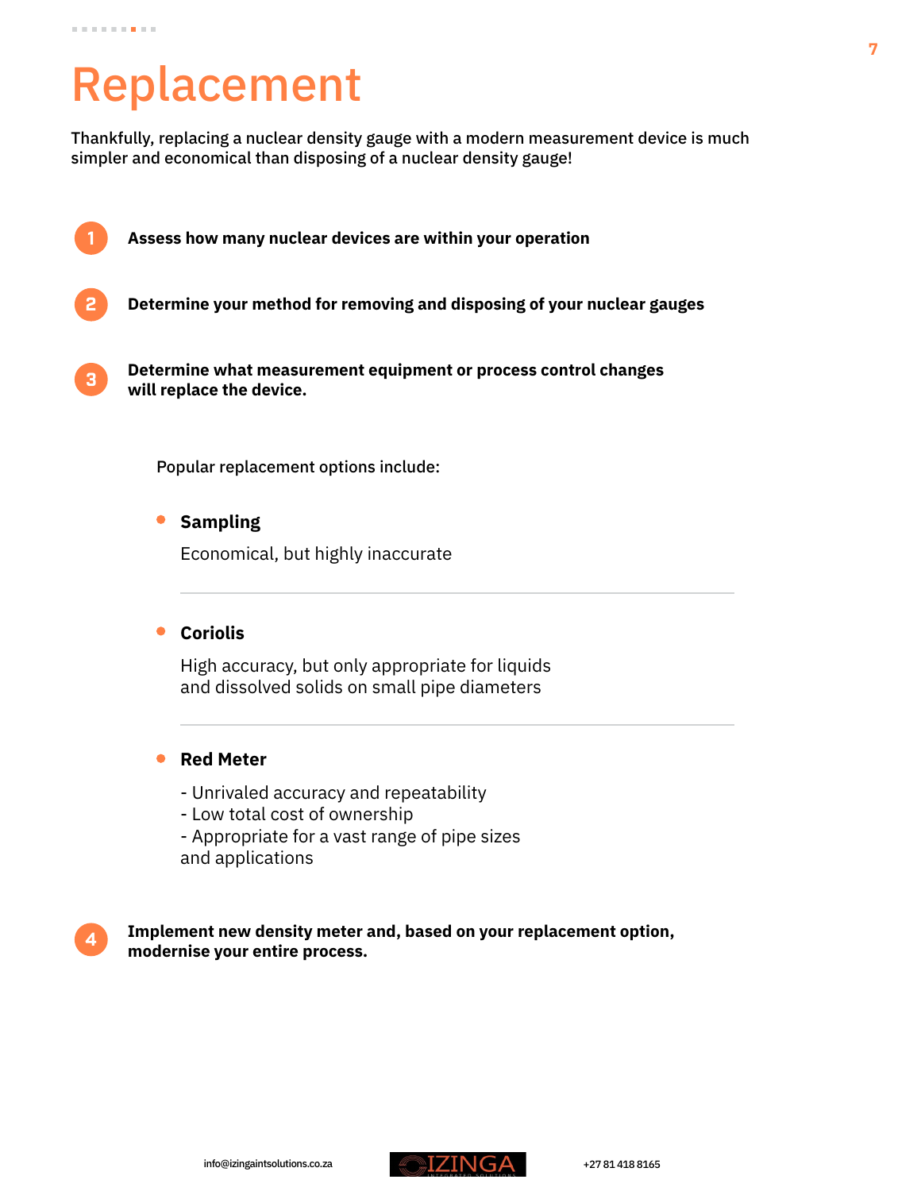# Replacement

Thankfully, replacing a nuclear density gauge with a modern measurement device is much simpler and economical than disposing of a nuclear density gauge!

1. **Assess how many nuclear devices are within your operation**

2. **Determine your method for removing and disposing of your nuclear gauges**

3. **Determine what measurement equipment or process control changes will replace the device.**

   Popular replacement options include:

   - **Sampling**

     Economical, but highly inaccurate

   - **Coriolis**

     High accuracy, but only appropriate for liquids and dissolved solids on small pipe diameters

   - **Red Meter**

     - Unrivaled accuracy and repeatability
     - Low total cost of ownership
     - Appropriate for a vast range of pipe sizes and applications

4. **Implement new density meter and, based on your replacement option, modernise your entire process.**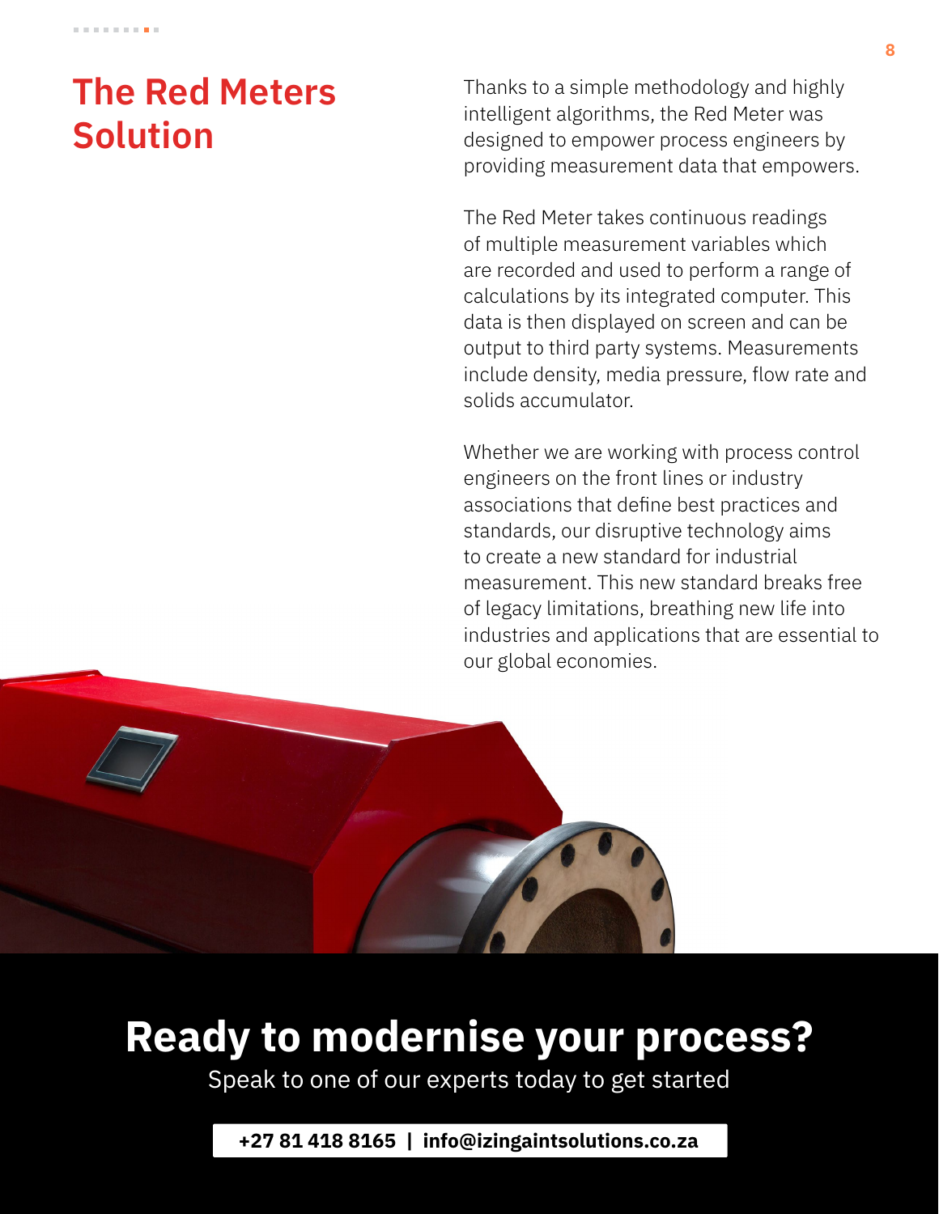# The Red Meters Solution

Thanks to a simple methodology and highly intelligent algorithms, the Red Meter was designed to empower process engineers by providing measurement data that empowers.

The Red Meter takes continuous readings of multiple measurement variables which are recorded and used to perform a range of calculations by its integrated computer. This data is then displayed on screen and can be output to third party systems. Measurements include density, media pressure, flow rate and solids accumulator.

Whether we are working with process control engineers on the front lines or industry associations that define best practices and standards, our disruptive technology aims to create a new standard for industrial measurement. This new standard breaks free of legacy limitations, breathing new life into industries and applications that are essential to our global economies.

## Ready to modernise your process?

Speak to one of our experts today to get started

**+27 81 418 8165 | info@izingaintsolutions.co.za**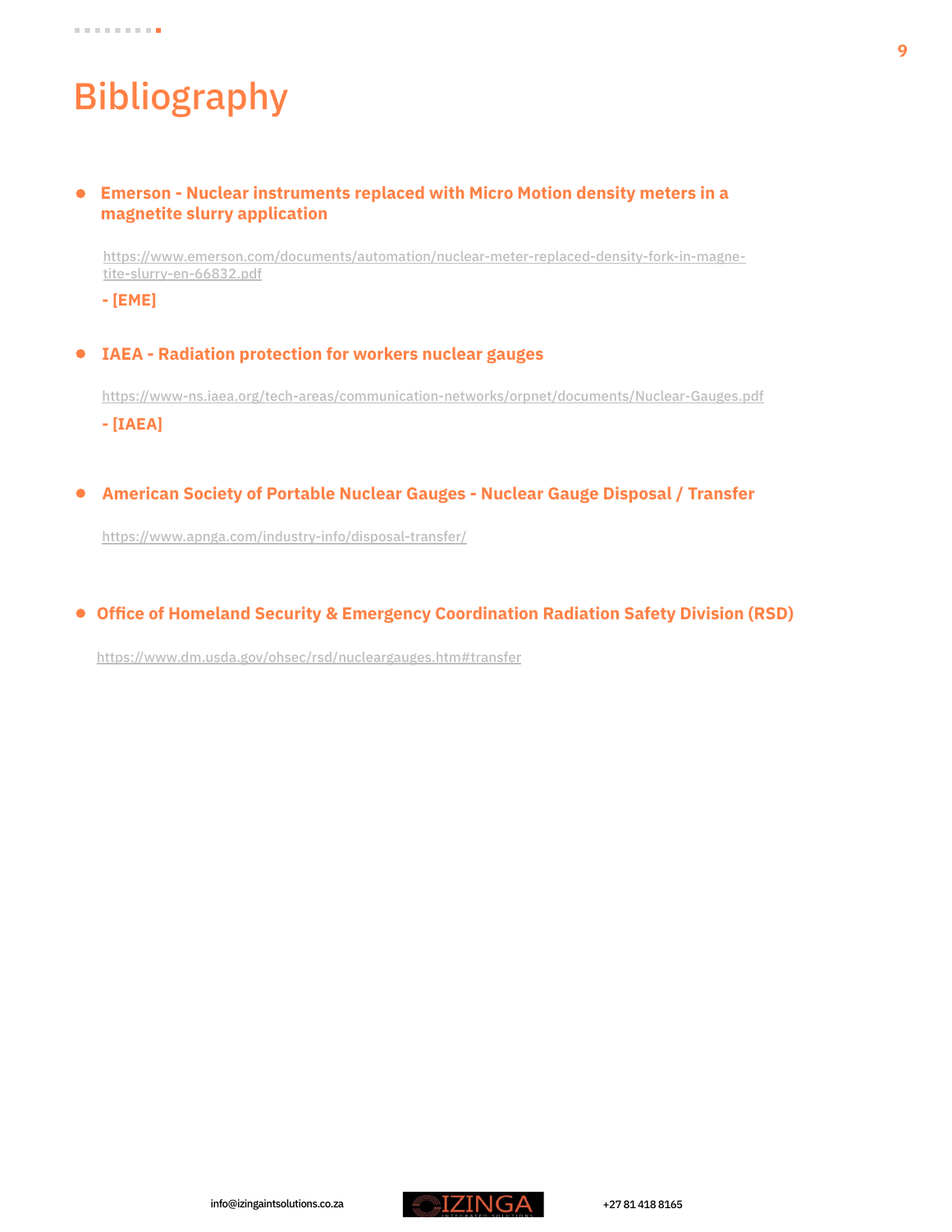# Bibliography

- **Emerson - Nuclear instruments replaced with Micro Motion density meters in a magnetite slurry application**

  https://www.emerson.com/documents/automation/nuclear-meter-replaced-density-fork-in-magnetite-slurry-en-66832.pdf

  **- [EME]**

- **IAEA - Radiation protection for workers nuclear gauges**

  https://www-ns.iaea.org/tech-areas/communication-networks/orpnet/documents/Nuclear-Gauges.pdf

  **- [IAEA]**

- **American Society of Portable Nuclear Gauges - Nuclear Gauge Disposal / Transfer**

  https://www.apnga.com/industry-info/disposal-transfer/

- **Office of Homeland Security & Emergency Coordination Radiation Safety Division (RSD)**

  https://www.dm.usda.gov/ohsec/rsd/nucleargauges.htm#transfer